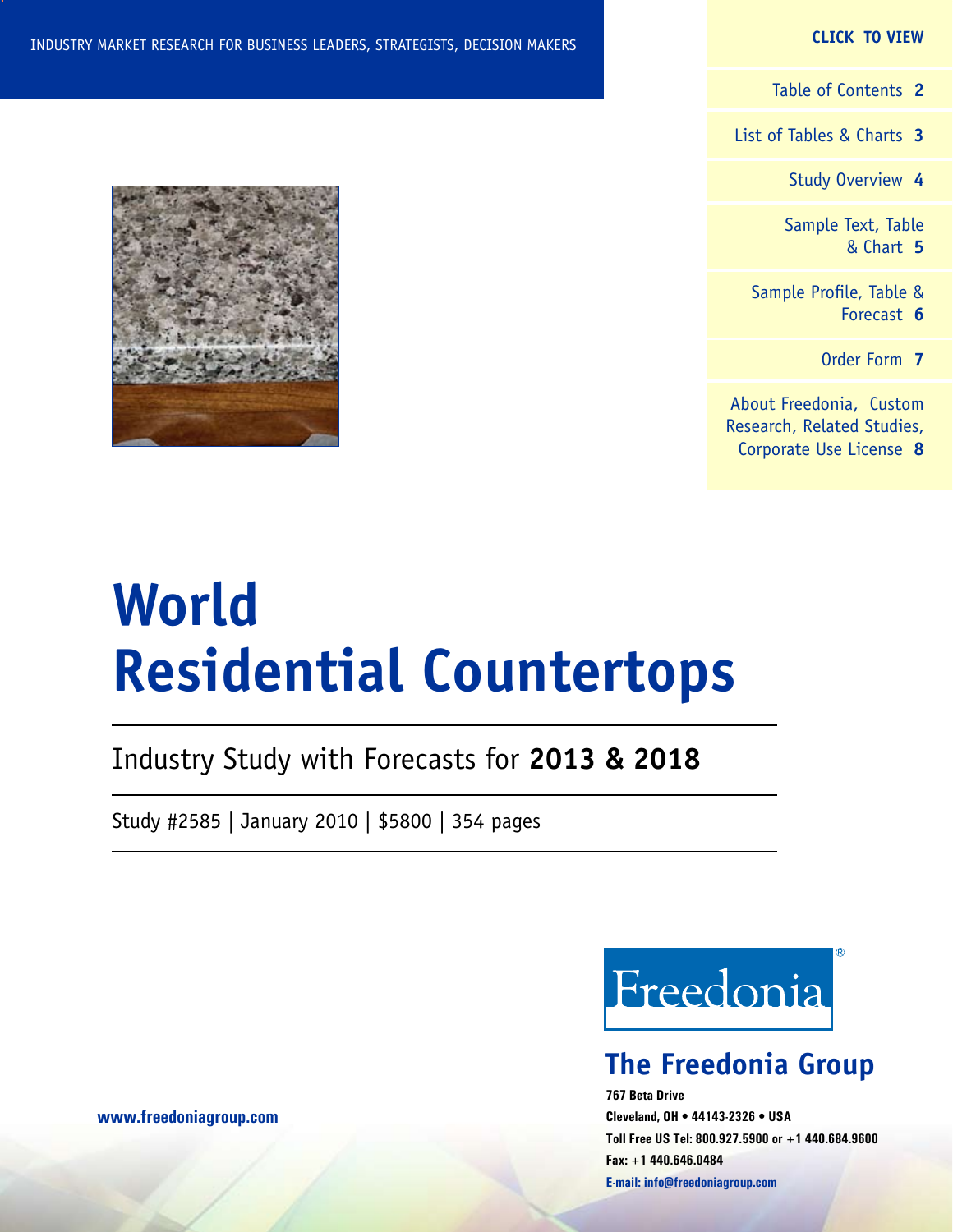INDUSTRY MARKET RESEARCH FOR BUSINESS LEADERS, STRATEGISTS, DECISION MAKERS

**CLICK TO VIEW**

- Table of Contents **2**
- List of Tables & Charts **3**
- Study Overview **4**
- Sample Text, Table & Chart **5**
- Sample Profile, Table & Forecast **6**
- Order Form **7**
- About Freedonia, Custom Research, Related Studies, Corporate Use License **8**

# World Residential Countertops

## Industry Study with Forecasts for **2013 & 2018**

Study #2585 | January 2010 | $5800 | 354 pages

Freedonia®

**The Freedonia Group**

**767 Beta Drive**
**Cleveland, OH • 44143-2326 • USA**
**Toll Free US Tel: 800.927.5900 or +1 440.684.9600**
**Fax: +1 440.646.0484**
**E-mail: info@freedoniagroup.com**

**www.freedoniagroup.com**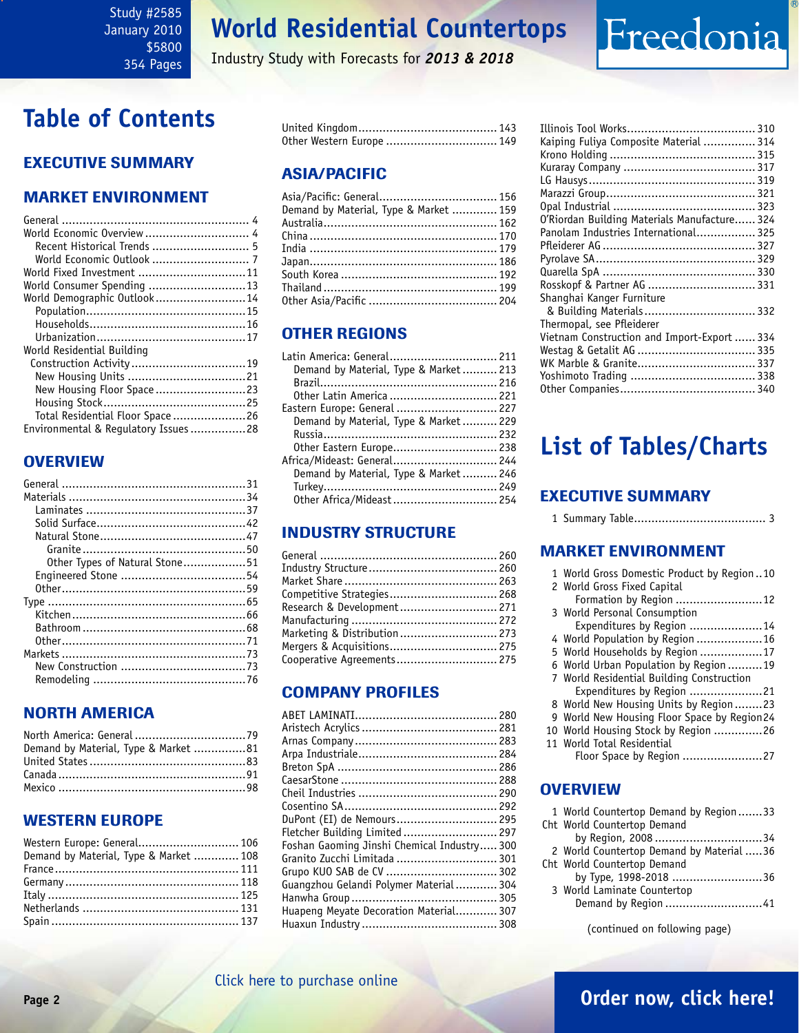# Table of Contents

## EXECUTIVE SUMMARY

## MARKET ENVIRONMENT

- General ... 4
- World Economic Overview ... 4
  - Recent Historical Trends ... 5
  - World Economic Outlook ... 7
- World Fixed Investment ... 11
- World Consumer Spending ... 13
- World Demographic Outlook ... 14
  - Population ... 15
  - Households ... 16
  - Urbanization ... 17
- World Residential Building Construction Activity ... 19
  - New Housing Units ... 21
  - New Housing Floor Space ... 23
  - Housing Stock ... 25
  - Total Residential Floor Space ... 26
- Environmental & Regulatory Issues ... 28

## OVERVIEW

- General ... 31
- Materials ... 34
  - Laminates ... 37
  - Solid Surface ... 42
  - Natural Stone ... 47
    - Granite ... 50
    - Other Types of Natural Stone ... 51
  - Engineered Stone ... 54
  - Other ... 59
- Type ... 65
  - Kitchen ... 66
  - Bathroom ... 68
  - Other ... 71
- Markets ... 73
  - New Construction ... 73
  - Remodeling ... 76

## NORTH AMERICA

- North America: General ... 79
- Demand by Material, Type & Market ... 81
- United States ... 83
- Canada ... 91
- Mexico ... 98

## WESTERN EUROPE

- Western Europe: General ... 106
- Demand by Material, Type & Market ... 108
- France ... 111
- Germany ... 118
- Italy ... 125
- Netherlands ... 131
- Spain ... 137
- United Kingdom ... 143
- Other Western Europe ... 149

## ASIA/PACIFIC

- Asia/Pacific: General ... 156
- Demand by Material, Type & Market ... 159
- Australia ... 162
- China ... 170
- India ... 179
- Japan ... 186
- South Korea ... 192
- Thailand ... 199
- Other Asia/Pacific ... 204

## OTHER REGIONS

- Latin America: General ... 211
  - Demand by Material, Type & Market ... 213
  - Brazil ... 216
  - Other Latin America ... 221
- Eastern Europe: General ... 227
  - Demand by Material, Type & Market ... 229
  - Russia ... 232
  - Other Eastern Europe ... 238
- Africa/Mideast: General ... 244
  - Demand by Material, Type & Market ... 246
  - Turkey ... 249
  - Other Africa/Mideast ... 254

## INDUSTRY STRUCTURE

- General ... 260
- Industry Structure ... 260
- Market Share ... 263
- Competitive Strategies ... 268
- Research & Development ... 271
- Manufacturing ... 272
- Marketing & Distribution ... 273
- Mergers & Acquisitions ... 275
- Cooperative Agreements ... 275

## COMPANY PROFILES

- ABET LAMINATI ... 280
- Aristech Acrylics ... 281
- Arnas Company ... 283
- Arpa Industriale ... 284
- Breton SpA ... 286
- CaesarStone ... 288
- Cheil Industries ... 290
- Cosentino SA ... 292
- DuPont (EI) de Nemours ... 295
- Fletcher Building Limited ... 297
- Foshan Gaoming Jinshi Chemical Industry ... 300
- Granito Zucchi Limitada ... 301
- Grupo KUO SAB de CV ... 302
- Guangzhou Gelandi Polymer Material ... 304
- Hanwha Group ... 305
- Huapeng Meyate Decoration Material ... 307
- Huaxun Industry ... 308
- Illinois Tool Works ... 310
- Kaiping Fuliya Composite Material ... 314
- Krono Holding ... 315
- Kuraray Company ... 317
- LG Hausys ... 319
- Marazzi Group ... 321
- Opal Industrial ... 323
- O'Riordan Building Materials Manufacture ... 324
- Panolam Industries International ... 325
- Pfleiderer AG ... 327
- Pyrolave SA ... 329
- Quarella SpA ... 330
- Rosskopf & Partner AG ... 331
- Shanghai Kanger Furniture & Building Materials ... 332
- Thermopal, see Pfleiderer
- Vietnam Construction and Import-Export ... 334
- Westag & Getalit AG ... 335
- WK Marble & Granite ... 337
- Yoshimoto Trading ... 338
- Other Companies ... 340

# List of Tables/Charts

## EXECUTIVE SUMMARY

1. Summary Table ... 3

## MARKET ENVIRONMENT

1. World Gross Domestic Product by Region ... 10
2. World Gross Fixed Capital Formation by Region ... 12
3. World Personal Consumption Expenditures by Region ... 14
4. World Population by Region ... 16
5. World Households by Region ... 17
6. World Urban Population by Region ... 19
7. World Residential Building Construction Expenditures by Region ... 21
8. World New Housing Units by Region ... 23
9. World New Housing Floor Space by Region ... 24
10. World Housing Stock by Region ... 26
11. World Total Residential Floor Space by Region ... 27

## OVERVIEW

- 1 World Countertop Demand by Region ... 33
- Cht World Countertop Demand by Region, 2008 ... 34
- 2 World Countertop Demand by Material ... 36
- Cht World Countertop Demand by Type, 1998-2018 ... 36
- 3 World Laminate Countertop Demand by Region ... 41

(continued on following page)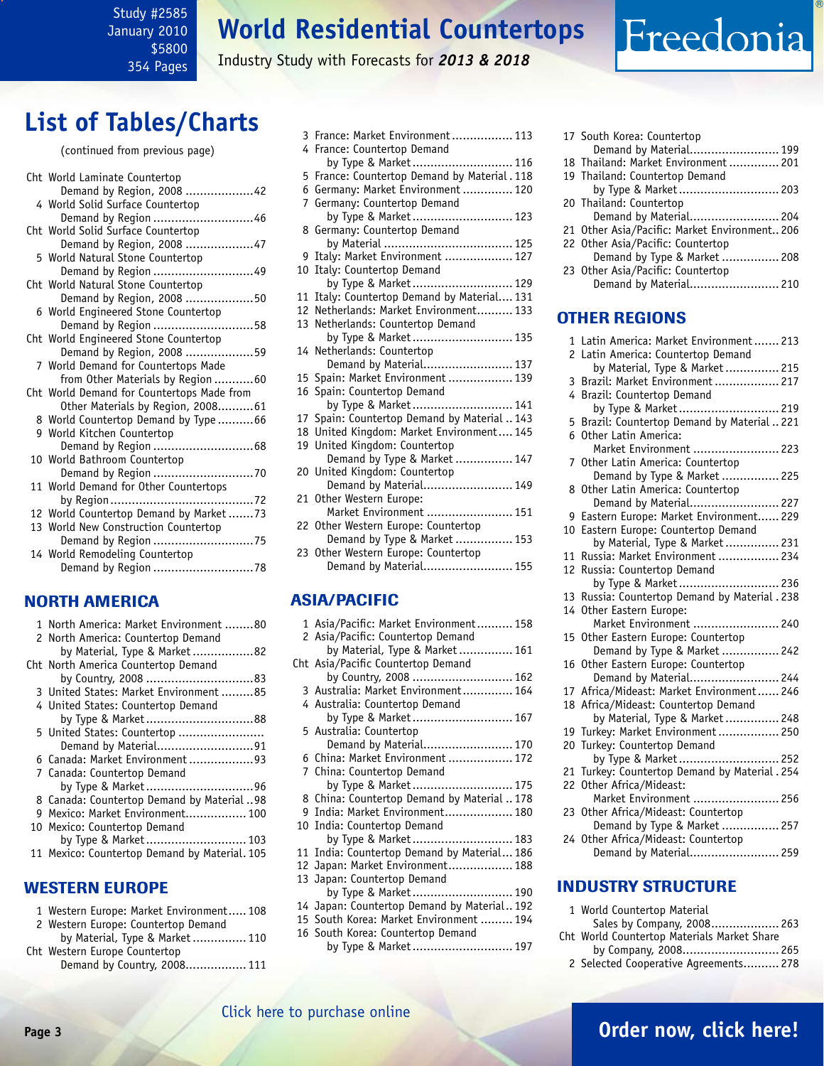# List of Tables/Charts

(continued from previous page)

- Cht World Laminate Countertop Demand by Region, 2008 ....................42
- 4 World Solid Surface Countertop Demand by Region ............................46
- Cht World Solid Surface Countertop Demand by Region, 2008 ...................47
- 5 World Natural Stone Countertop Demand by Region ............................49
- Cht World Natural Stone Countertop Demand by Region, 2008 ...................50
- 6 World Engineered Stone Countertop Demand by Region ............................58
- Cht World Engineered Stone Countertop Demand by Region, 2008 ...................59
- 7 World Demand for Countertops Made from Other Materials by Region ...........60
- Cht World Demand for Countertops Made from Other Materials by Region, 2008..........61
- 8 World Countertop Demand by Type ..........66
- 9 World Kitchen Countertop Demand by Region ............................68
- 10 World Bathroom Countertop Demand by Region ............................70
- 11 World Demand for Other Countertops by Region........................................72
- 12 World Countertop Demand by Market .......73
- 13 World New Construction Countertop Demand by Region ............................75
- 14 World Remodeling Countertop Demand by Region ............................78

## NORTH AMERICA

- 1 North America: Market Environment ........80
- 2 North America: Countertop Demand by Material, Type & Market .................82
- Cht North America Countertop Demand by Country, 2008 ..............................83
- 3 United States: Market Environment .........85
- 4 United States: Countertop Demand by Type & Market ..............................88
- 5 United States: Countertop ........................ Demand by Material...........................91
- 6 Canada: Market Environment ..................93
- 7 Canada: Countertop Demand by Type & Market ..............................96
- 8 Canada: Countertop Demand by Material ..98
- 9 Mexico: Market Environment................. 100
- 10 Mexico: Countertop Demand by Type & Market ............................ 103
- 11 Mexico: Countertop Demand by Material. 105

## WESTERN EUROPE

- 1 Western Europe: Market Environment..... 108
- 2 Western Europe: Countertop Demand by Material, Type & Market ............... 110
- Cht Western Europe Countertop Demand by Country, 2008................. 111
- 3 France: Market Environment ................. 113
- 4 France: Countertop Demand by Type & Market ............................ 116
- 5 France: Countertop Demand by Material . 118
- 6 Germany: Market Environment .............. 120
- 7 Germany: Countertop Demand by Type & Market ............................ 123
- 8 Germany: Countertop Demand by Material .................................... 125
- 9 Italy: Market Environment ................... 127
- 10 Italy: Countertop Demand by Type & Market ............................ 129
- 11 Italy: Countertop Demand by Material.... 131
- 12 Netherlands: Market Environment.......... 133
- 13 Netherlands: Countertop Demand by Type & Market ............................ 135
- 14 Netherlands: Countertop Demand by Material......................... 137
- 15 Spain: Market Environment .................. 139
- 16 Spain: Countertop Demand by Type & Market ............................ 141
- 17 Spain: Countertop Demand by Material .. 143
- 18 United Kingdom: Market Environment.... 145
- 19 United Kingdom: Countertop Demand by Type & Market ................ 147
- 20 United Kingdom: Countertop Demand by Material......................... 149
- 21 Other Western Europe: Market Environment ........................ 151
- 22 Other Western Europe: Countertop Demand by Type & Market ................ 153
- 23 Other Western Europe: Countertop Demand by Material......................... 155

## ASIA/PACIFIC

- 1 Asia/Pacific: Market Environment.......... 158
- 2 Asia/Pacific: Countertop Demand by Material, Type & Market ............... 161
- Cht Asia/Pacific Countertop Demand by Country, 2008 ............................ 162
- 3 Australia: Market Environment.............. 164
- 4 Australia: Countertop Demand by Type & Market ............................ 167
- 5 Australia: Countertop Demand by Material......................... 170
- 6 China: Market Environment .................. 172
- 7 China: Countertop Demand by Type & Market ............................ 175
- 8 China: Countertop Demand by Material .. 178
- 9 India: Market Environment................... 180
- 10 India: Countertop Demand by Type & Market ............................ 183
- 11 India: Countertop Demand by Material... 186
- 12 Japan: Market Environment.................. 188
- 13 Japan: Countertop Demand by Type & Market ............................ 190
- 14 Japan: Countertop Demand by Material.. 192
- 15 South Korea: Market Environment ......... 194
- 16 South Korea: Countertop Demand by Type & Market ............................ 197
- 17 South Korea: Countertop Demand by Material......................... 199
- 18 Thailand: Market Environment .............. 201
- 19 Thailand: Countertop Demand by Type & Market ............................ 203
- 20 Thailand: Countertop Demand by Material......................... 204
- 21 Other Asia/Pacific: Market Environment.. 206
- 22 Other Asia/Pacific: Countertop Demand by Type & Market ................ 208
- 23 Other Asia/Pacific: Countertop Demand by Material......................... 210

## OTHER REGIONS

- 1 Latin America: Market Environment....... 213
- 2 Latin America: Countertop Demand by Material, Type & Market ............... 215
- 3 Brazil: Market Environment .................. 217
- 4 Brazil: Countertop Demand by Type & Market ............................ 219
- 5 Brazil: Countertop Demand by Material .. 221
- 6 Other Latin America: Market Environment ........................ 223
- 7 Other Latin America: Countertop Demand by Type & Market ................ 225
- 8 Other Latin America: Countertop Demand by Material......................... 227
- 9 Eastern Europe: Market Environment...... 229
- 10 Eastern Europe: Countertop Demand by Material, Type & Market ............... 231
- 11 Russia: Market Environment ................. 234
- 12 Russia: Countertop Demand by Type & Market ............................ 236
- 13 Russia: Countertop Demand by Material . 238
- 14 Other Eastern Europe: Market Environment ........................ 240
- 15 Other Eastern Europe: Countertop Demand by Type & Market ................ 242
- 16 Other Eastern Europe: Countertop Demand by Material......................... 244
- 17 Africa/Mideast: Market Environment...... 246
- 18 Africa/Mideast: Countertop Demand by Material, Type & Market ............... 248
- 19 Turkey: Market Environment ................. 250
- 20 Turkey: Countertop Demand by Type & Market ............................ 252
- 21 Turkey: Countertop Demand by Material . 254
- 22 Other Africa/Mideast: Market Environment ........................ 256
- 23 Other Africa/Mideast: Countertop Demand by Type & Market ................ 257
- 24 Other Africa/Mideast: Countertop Demand by Material......................... 259

## INDUSTRY STRUCTURE

- 1 World Countertop Material Sales by Company, 2008................... 263
- Cht World Countertop Materials Market Share by Company, 2008........................... 265
- 2 Selected Cooperative Agreements.......... 278

Click here to purchase online

Order now, click here!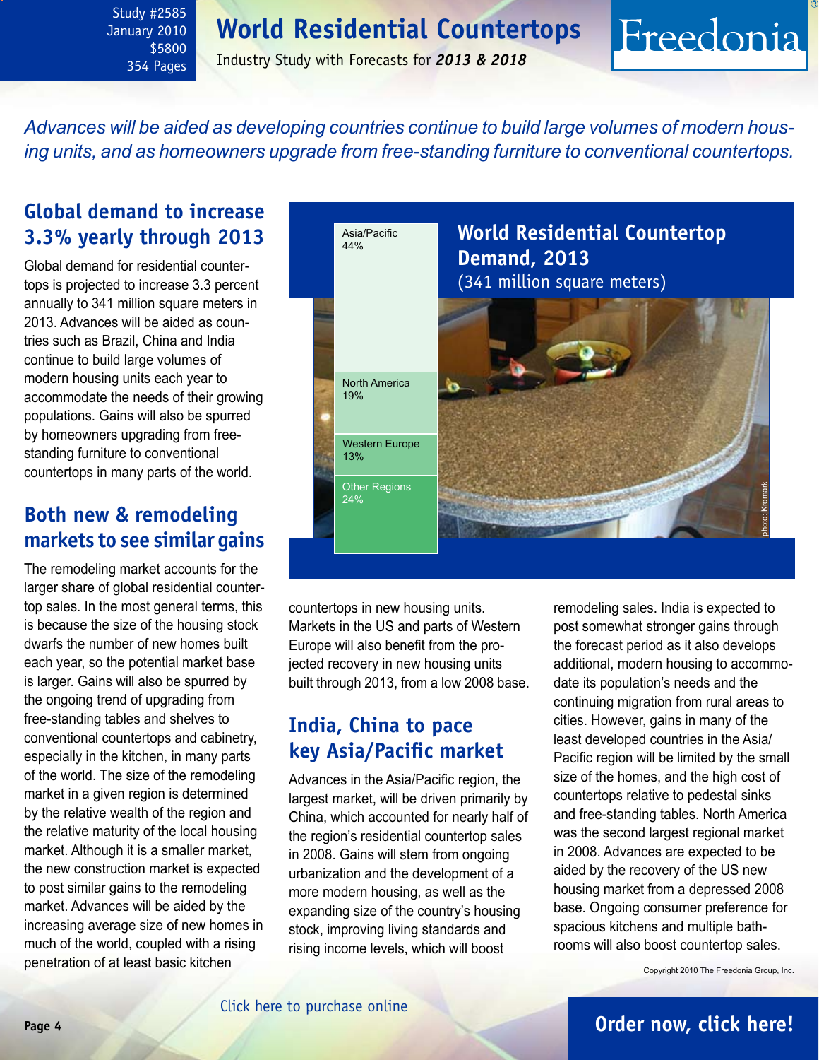Study #2585
January 2010
$5800
354 Pages

# World Residential Countertops

Industry Study with Forecasts for ***2013 & 2018***

*Advances will be aided as developing countries continue to build large volumes of modern housing units, and as homeowners upgrade from free-standing furniture to conventional countertops.*

## Global demand to increase 3.3% yearly through 2013

Global demand for residential countertops is projected to increase 3.3 percent annually to 341 million square meters in 2013. Advances will be aided as countries such as Brazil, China and India continue to build large volumes of modern housing units each year to accommodate the needs of their growing populations. Gains will also be spurred by homeowners upgrading from free-standing furniture to conventional countertops in many parts of the world.

## Both new & remodeling markets to see similar gains

The remodeling market accounts for the larger share of global residential countertop sales. In the most general terms, this is because the size of the housing stock dwarfs the number of new homes built each year, so the potential market base is larger. Gains will also be spurred by the ongoing trend of upgrading from free-standing tables and shelves to conventional countertops and cabinetry, especially in the kitchen, in many parts of the world. The size of the remodeling market in a given region is determined by the relative wealth of the region and the relative maturity of the local housing market. Although it is a smaller market, the new construction market is expected to post similar gains to the remodeling market. Advances will be aided by the increasing average size of new homes in much of the world, coupled with a rising penetration of at least basic kitchen countertops in new housing units. Markets in the US and parts of Western Europe will also benefit from the projected recovery in new housing units built through 2013, from a low 2008 base.

**World Residential Countertop Demand, 2013**
(341 million square meters)

| Region | Share |
|---|---|
| Asia/Pacific | 44% |
| North America | 19% |
| Western Europe | 13% |
| Other Regions | 24% |

photo: Kromark

## India, China to pace key Asia/Pacific market

Advances in the Asia/Pacific region, the largest market, will be driven primarily by China, which accounted for nearly half of the region's residential countertop sales in 2008. Gains will stem from ongoing urbanization and the development of a more modern housing, as well as the expanding size of the country's housing stock, improving living standards and rising income levels, which will boost remodeling sales. India is expected to post somewhat stronger gains through the forecast period as it also develops additional, modern housing to accommodate its population's needs and the continuing migration from rural areas to cities. However, gains in many of the least developed countries in the Asia/Pacific region will be limited by the small size of the homes, and the high cost of countertops relative to pedestal sinks and free-standing tables. North America was the second largest regional market in 2008. Advances are expected to be aided by the recovery of the US new housing market from a depressed 2008 base. Ongoing consumer preference for spacious kitchens and multiple bathrooms will also boost countertop sales.

Copyright 2010 The Freedonia Group, Inc.

Click here to purchase online

**Order now, click here!**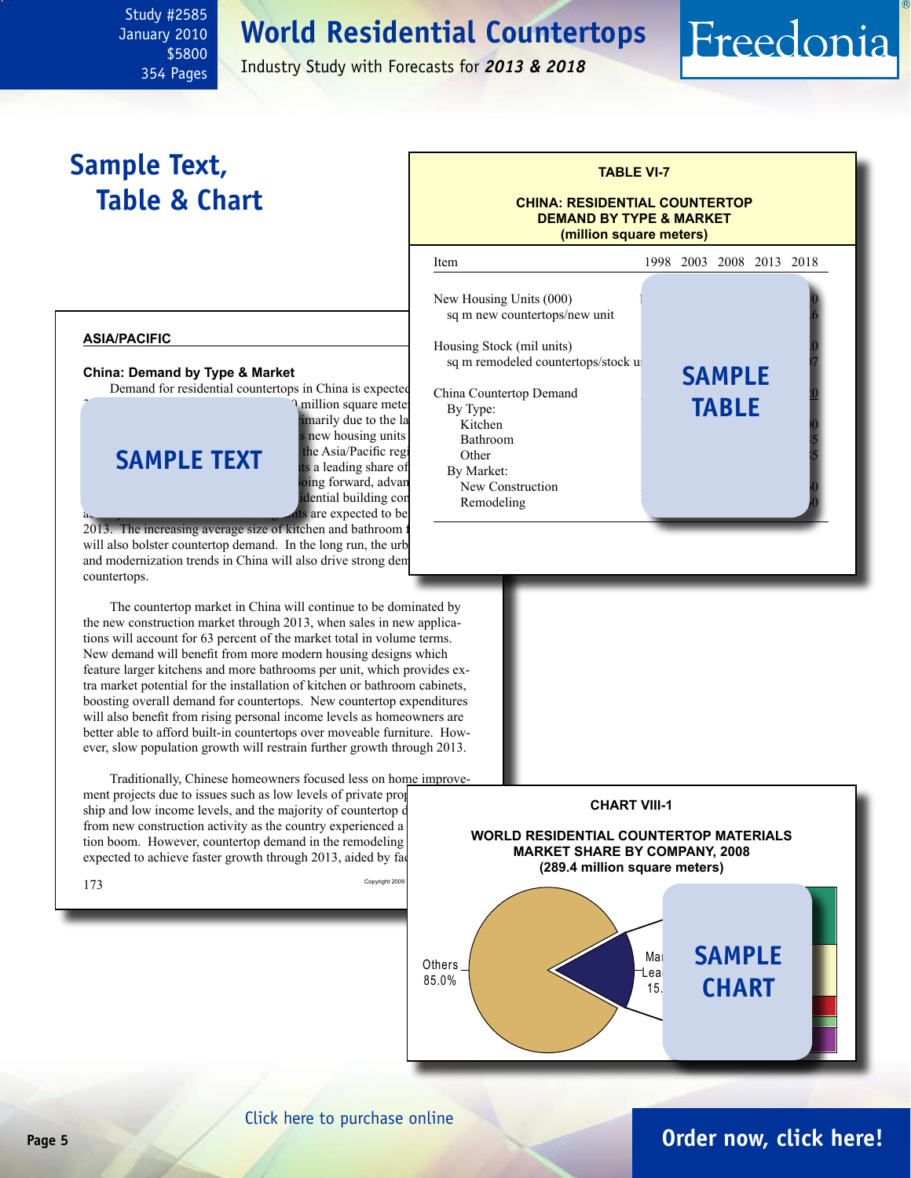# World Residential Countertops

Industry Study with Forecasts for ***2013 & 2018***

Study #2585
January 2010
$5800
354 Pages

## Sample Text, Table & Chart

**TABLE VI-7**

**CHINA: RESIDENTIAL COUNTERTOP DEMAND BY TYPE & MARKET (million square meters)**

| Item | 1998 | 2003 | 2008 | 2013 | 2018 |
|---|---|---|---|---|---|
| New Housing Units (000) | | | | | |
| sq m new countertops/new unit | | | | | |
| Housing Stock (mil units) | | | | | |
| sq m remodeled countertops/stock u | | | | | |
| China Countertop Demand | | | | | |
| By Type: | | | | | |
| Kitchen | | | | | |
| Bathroom | | | | | |
| Other | | | | | |
| By Market: | | | | | |
| New Construction | | | | | |
| Remodeling | | | | | |

SAMPLE TABLE

**ASIA/PACIFIC**

**China: Demand by Type & Market**

Demand for residential countertops in China is expected ... million square mete... imarily due to the la... s new housing units ... the Asia/Pacific regi... ts a leading share of ... oing forward, advan... idential building con... its are expected to be ... 2013. The increasing average size of kitchen and bathroom f... will also bolster countertop demand. In the long run, the urb... and modernization trends in China will also drive strong dem... countertops.

SAMPLE TEXT

The countertop market in China will continue to be dominated by the new construction market through 2013, when sales in new applications will account for 63 percent of the market total in volume terms. New demand will benefit from more modern housing designs which feature larger kitchens and more bathrooms per unit, which provides extra market potential for the installation of kitchen or bathroom cabinets, boosting overall demand for countertops. New countertop expenditures will also benefit from rising personal income levels as homeowners are better able to afford built-in countertops over moveable furniture. However, slow population growth will restrain further growth through 2013.

Traditionally, Chinese homeowners focused less on home improvement projects due to issues such as low levels of private prop... ship and low income levels, and the majority of countertop d... from new construction activity as the country experienced a ... tion boom. However, countertop demand in the remodeling ... expected to achieve faster growth through 2013, aided by fac...

173

Copyright 2009

**CHART VIII-1**

**WORLD RESIDENTIAL COUNTERTOP MATERIALS MARKET SHARE BY COMPANY, 2008 (289.4 million square meters)**

Others 85.0%

Mar... Lea... 15....

SAMPLE CHART

Click here to purchase online

**Order now, click here!**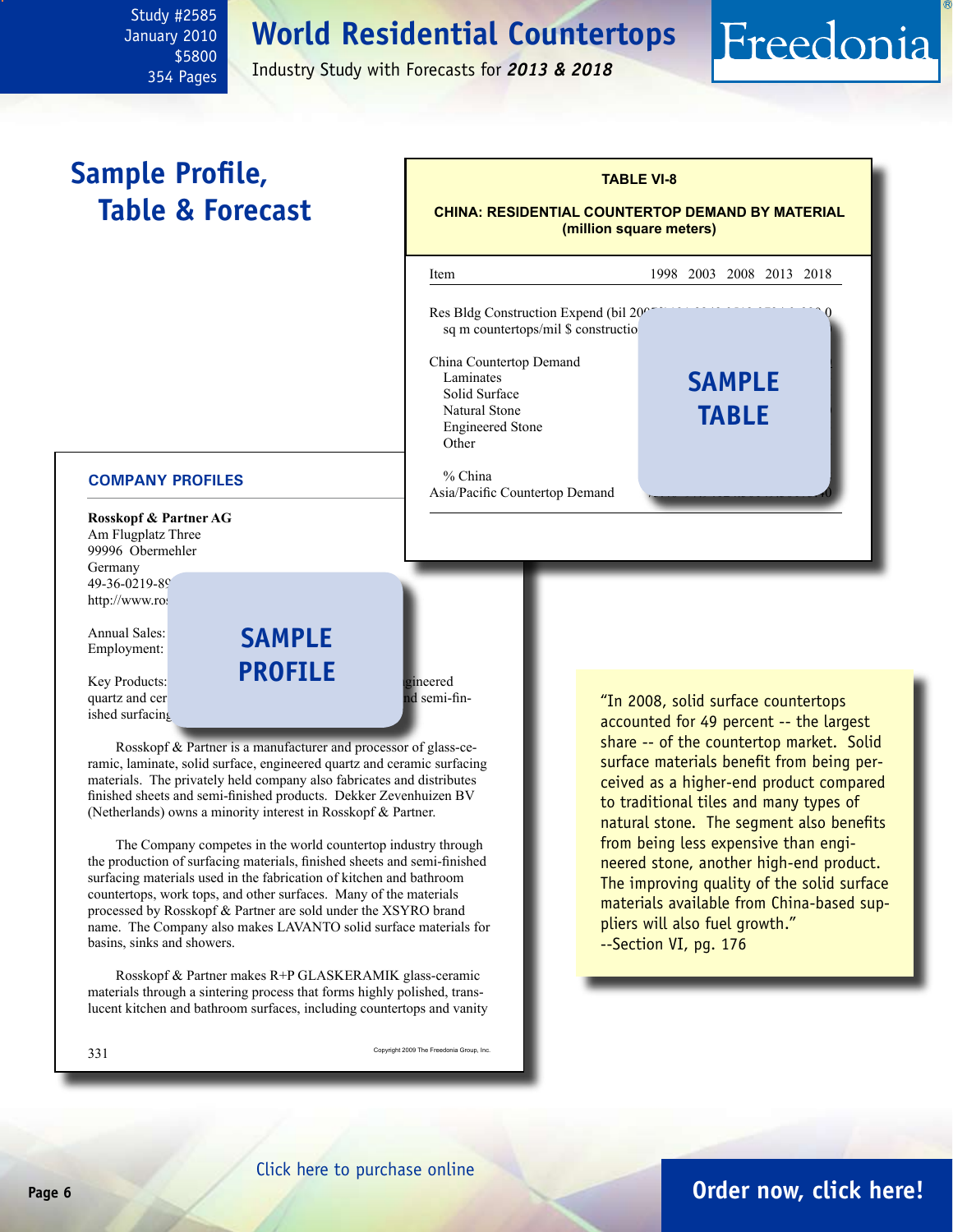# World Residential Countertops

Study #2585
January 2010
$5800
354 Pages

Industry Study with Forecasts for ***2013 & 2018***

## Sample Profile, Table & Forecast

**TABLE VI-8**

**CHINA: RESIDENTIAL COUNTERTOP DEMAND BY MATERIAL (million square meters)**

| Item | 1998 | 2003 | 2008 | 2013 | 2018 |
|---|---|---|---|---|---|
| Res Bldg Construction Expend (bil 20... | | | | | |
| sq m countertops/mil $ constructio... | | | | | |
| China Countertop Demand | | | | | |
| Laminates | | | | | |
| Solid Surface | | | | | |
| Natural Stone | | | | | |
| Engineered Stone | | | | | |
| Other | | | | | |
| % China | | | | | |
| Asia/Pacific Countertop Demand | | | | | |

**SAMPLE TABLE**

### COMPANY PROFILES

**Rosskopf & Partner AG**
Am Flugplatz Three
99996 Obermehler
Germany
49-36-0219-8...
http://www.ro...

Annual Sales:
Employment:

Key Products: ...gineered quartz and cer... ...nd semi-finished surfacing...

**SAMPLE PROFILE**

Rosskopf & Partner is a manufacturer and processor of glass-ceramic, laminate, solid surface, engineered quartz and ceramic surfacing materials. The privately held company also fabricates and distributes finished sheets and semi-finished products. Dekker Zevenhuizen BV (Netherlands) owns a minority interest in Rosskopf & Partner.

The Company competes in the world countertop industry through the production of surfacing materials, finished sheets and semi-finished surfacing materials used in the fabrication of kitchen and bathroom countertops, work tops, and other surfaces. Many of the materials processed by Rosskopf & Partner are sold under the XSYRO brand name. The Company also makes LAVANTO solid surface materials for basins, sinks and showers.

Rosskopf & Partner makes R+P GLASKERAMIK glass-ceramic materials through a sintering process that forms highly polished, translucent kitchen and bathroom surfaces, including countertops and vanity

331

Copyright 2009 The Freedonia Group, Inc.

"In 2008, solid surface countertops accounted for 49 percent -- the largest share -- of the countertop market. Solid surface materials benefit from being perceived as a higher-end product compared to traditional tiles and many types of natural stone. The segment also benefits from being less expensive than engineered stone, another high-end product. The improving quality of the solid surface materials available from China-based suppliers will also fuel growth."
--Section VI, pg. 176

Click here to purchase online

**Order now, click here!**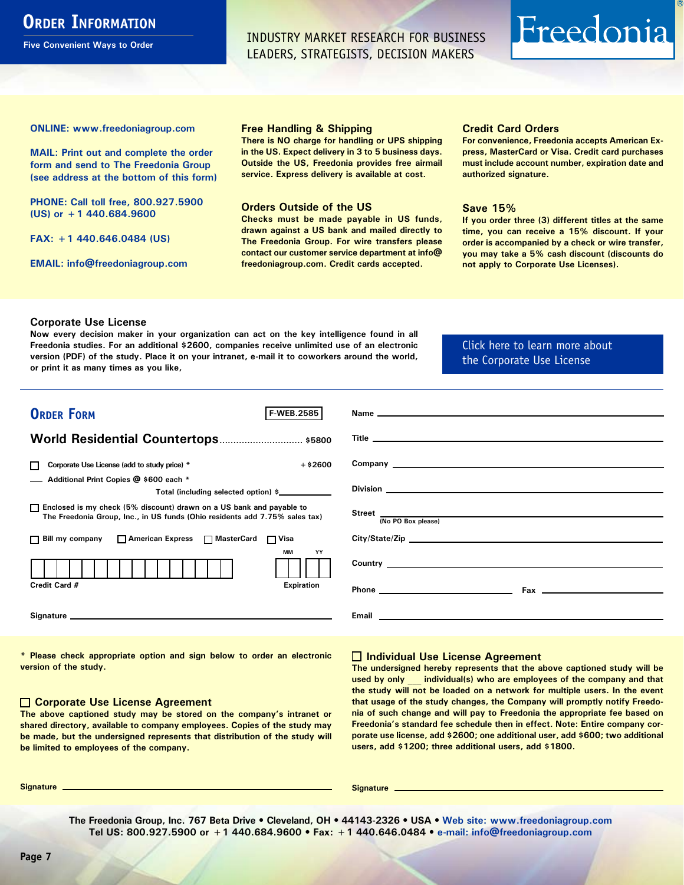# Order Information

Five Convenient Ways to Order

INDUSTRY MARKET RESEARCH FOR BUSINESS LEADERS, STRATEGISTS, DECISION MAKERS

Freedonia®

**ONLINE: www.freedoniagroup.com**

**MAIL: Print out and complete the order form and send to The Freedonia Group (see address at the bottom of this form)**

**PHONE: Call toll free, 800.927.5900 (US) or +1 440.684.9600**

**FAX: +1 440.646.0484 (US)**

**EMAIL: info@freedoniagroup.com**

### Free Handling & Shipping

There is NO charge for handling or UPS shipping in the US. Expect delivery in 3 to 5 business days. Outside the US, Freedonia provides free airmail service. Express delivery is available at cost.

### Orders Outside of the US

Checks must be made payable in US funds, drawn against a US bank and mailed directly to The Freedonia Group. For wire transfers please contact our customer service department at info@freedoniagroup.com. Credit cards accepted.

### Credit Card Orders

For convenience, Freedonia accepts American Express, MasterCard or Visa. Credit card purchases must include account number, expiration date and authorized signature.

### Save 15%

If you order three (3) different titles at the same time, you can receive a 15% discount. If your order is accompanied by a check or wire transfer, you may take a 5% cash discount (discounts do not apply to Corporate Use Licenses).

### Corporate Use License

Now every decision maker in your organization can act on the key intelligence found in all Freedonia studies. For an additional $2600, companies receive unlimited use of an electronic version (PDF) of the study. Place it on your intranet, e-mail it to coworkers around the world, or print it as many times as you like,

Click here to learn more about the Corporate Use License

## Order Form

F-WEB.2585

**World Residential Countertops** ............................. $5800

☐ Corporate Use License (add to study price) * +$2600

___ Additional Print Copies @ $600 each *

Total (including selected option) $__________

☐ Enclosed is my check (5% discount) drawn on a US bank and payable to The Freedonia Group, Inc., in US funds (Ohio residents add 7.75% sales tax)

☐ Bill my company ☐ American Express ☐ MasterCard ☐ Visa

Credit Card # ____________________ Expiration MM __ YY __

Signature ____________________

Name ____________________

Title ____________________

Company ____________________

Division ____________________

Street ____________________ (No PO Box please)

City/State/Zip ____________________

Country ____________________

Phone ____________________ Fax ____________________

Email ____________________

\* Please check appropriate option and sign below to order an electronic version of the study.

### ☐ Corporate Use License Agreement

The above captioned study may be stored on the company's intranet or shared directory, available to company employees. Copies of the study may be made, but the undersigned represents that distribution of the study will be limited to employees of the company.

Signature ____________________

### ☐ Individual Use License Agreement

The undersigned hereby represents that the above captioned study will be used by only ___ individual(s) who are employees of the company and that the study will not be loaded on a network for multiple users. In the event that usage of the study changes, the Company will promptly notify Freedonia of such change and will pay to Freedonia the appropriate fee based on Freedonia's standard fee schedule then in effect. Note: Entire company corporate use license, add $2600; one additional user, add $600; two additional users, add $1200; three additional users, add $1800.

Signature ____________________

The Freedonia Group, Inc. 767 Beta Drive • Cleveland, OH • 44143-2326 • USA • Web site: www.freedoniagroup.com
Tel US: 800.927.5900 or +1 440.684.9600 • Fax: +1 440.646.0484 • e-mail: info@freedoniagroup.com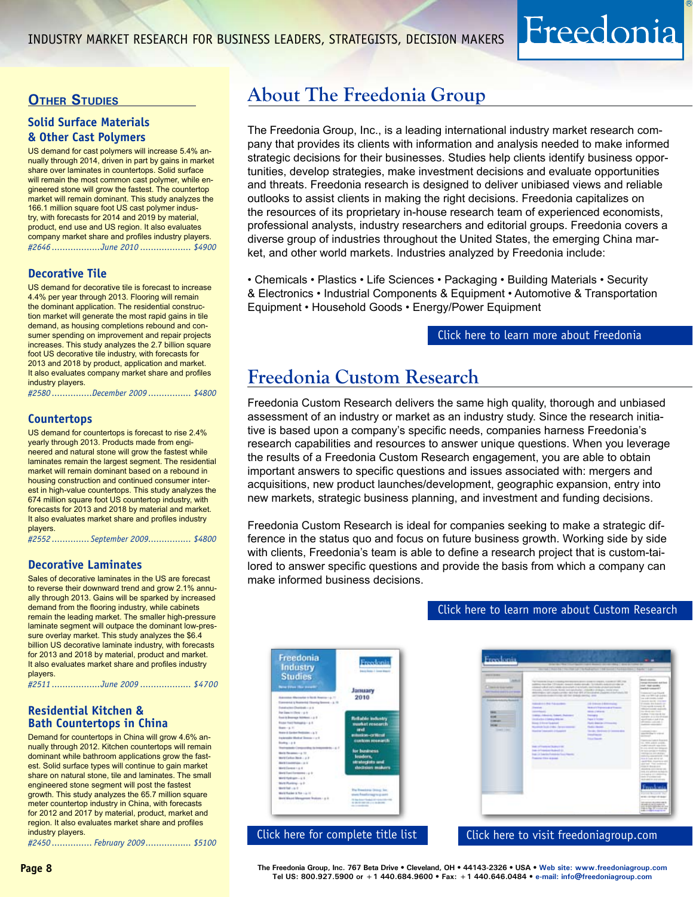## Other Studies

### Solid Surface Materials & Other Cast Polymers

US demand for cast polymers will increase 5.4% annually through 2014, driven in part by gains in market share over laminates in countertops. Solid surface will remain the most common cast polymer, while engineered stone will grow the fastest. The countertop market will remain dominant. This study analyzes the 166.1 million square foot US cast polymer industry, with forecasts for 2014 and 2019 by material, product, end use and US region. It also evaluates company market share and profiles industry players.

*#2646 .................. June 2010 ................... $4900*

### Decorative Tile

US demand for decorative tile is forecast to increase 4.4% per year through 2013. Flooring will remain the dominant application. The residential construction market will generate the most rapid gains in tile demand, as housing completions rebound and consumer spending on improvement and repair projects increases. This study analyzes the 2.7 billion square foot US decorative tile industry, with forecasts for 2013 and 2018 by product, application and market. It also evaluates company market share and profiles industry players.

*#2580 ............... December 2009 ................ $4800*

### Countertops

US demand for countertops is forecast to rise 2.4% yearly through 2013. Products made from engineered and natural stone will grow the fastest while laminates remain the largest segment. The residential market will remain dominant based on a rebound in housing construction and continued consumer interest in high-value countertops. This study analyzes the 674 million square foot US countertop industry, with forecasts for 2013 and 2018 by material and market. It also evaluates market share and profiles industry players.

*#2552 .............. September 2009................ $4800*

### Decorative Laminates

Sales of decorative laminates in the US are forecast to reverse their downward trend and grow 2.1% annually through 2013. Gains will be sparked by increased demand from the flooring industry, while cabinets remain the leading market. The smaller high-pressure laminate segment will outpace the dominant low-pressure overlay market. This study analyzes the $6.4 billion US decorative laminate industry, with forecasts for 2013 and 2018 by material, product and market. It also evaluates market share and profiles industry players.

*#2511 .................. June 2009 ................... $4700*

### Residential Kitchen & Bath Countertops in China

Demand for countertops in China will grow 4.6% annually through 2012. Kitchen countertops will remain dominant while bathroom applications grow the fastest. Solid surface types will continue to gain market share on natural stone, tile and laminates. The small engineered stone segment will post the fastest growth. This study analyzes the 65.7 million square meter countertop industry in China, with forecasts for 2012 and 2017 by material, product, market and region. It also evaluates market share and profiles industry players.

*#2450 ............... February 2009................. $5100*

## About The Freedonia Group

The Freedonia Group, Inc., is a leading international industry market research company that provides its clients with information and analysis needed to make informed strategic decisions for their businesses. Studies help clients identify business opportunities, develop strategies, make investment decisions and evaluate opportunities and threats. Freedonia research is designed to deliver unbiased views and reliable outlooks to assist clients in making the right decisions. Freedonia capitalizes on the resources of its proprietary in-house research team of experienced economists, professional analysts, industry researchers and editorial groups. Freedonia covers a diverse group of industries throughout the United States, the emerging China market, and other world markets. Industries analyzed by Freedonia include:

• Chemicals • Plastics • Life Sciences • Packaging • Building Materials • Security & Electronics • Industrial Components & Equipment • Automotive & Transportation Equipment • Household Goods • Energy/Power Equipment

Click here to learn more about Freedonia

## Freedonia Custom Research

Freedonia Custom Research delivers the same high quality, thorough and unbiased assessment of an industry or market as an industry study. Since the research initiative is based upon a company's specific needs, companies harness Freedonia's research capabilities and resources to answer unique questions. When you leverage the results of a Freedonia Custom Research engagement, you are able to obtain important answers to specific questions and issues associated with: mergers and acquisitions, new product launches/development, geographic expansion, entry into new markets, strategic business planning, and investment and funding decisions.

Freedonia Custom Research is ideal for companies seeking to make a strategic difference in the status quo and focus on future business growth. Working side by side with clients, Freedonia's team is able to define a research project that is custom-tailored to answer specific questions and provide the basis from which a company can make informed business decisions.

Click here to learn more about Custom Research

Click here for complete title list

Click here to visit freedoniagroup.com

**The Freedonia Group, Inc. 767 Beta Drive • Cleveland, OH • 44143-2326 • USA • Web site: www.freedoniagroup.com**
**Tel US: 800.927.5900 or +1 440.684.9600 • Fax: +1 440.646.0484 • e-mail: info@freedoniagroup.com**